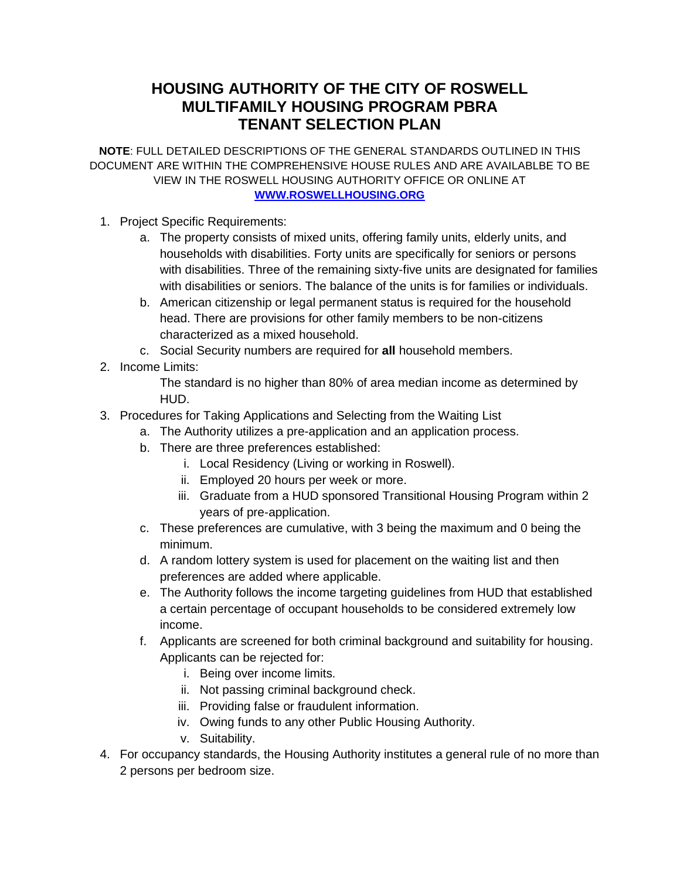# HOUSING AUTHORITY OF THE CITY OF ROSWELL
# MULTIFAMILY HOUSING PROGRAM PBRA
# TENANT SELECTION PLAN

**NOTE**: FULL DETAILED DESCRIPTIONS OF THE GENERAL STANDARDS OUTLINED IN THIS DOCUMENT ARE WITHIN THE COMPREHENSIVE HOUSE RULES AND ARE AVAILABLBE TO BE VIEW IN THE ROSWELL HOUSING AUTHORITY OFFICE OR ONLINE AT [WWW.ROSWELLHOUSING.ORG](http://WWW.ROSWELLHOUSING.ORG)

1. Project Specific Requirements:
   a. The property consists of mixed units, offering family units, elderly units, and households with disabilities. Forty units are specifically for seniors or persons with disabilities. Three of the remaining sixty-five units are designated for families with disabilities or seniors. The balance of the units is for families or individuals.
   b. American citizenship or legal permanent status is required for the household head. There are provisions for other family members to be non-citizens characterized as a mixed household.
   c. Social Security numbers are required for **all** household members.
2. Income Limits:

   The standard is no higher than 80% of area median income as determined by HUD.
3. Procedures for Taking Applications and Selecting from the Waiting List
   a. The Authority utilizes a pre-application and an application process.
   b. There are three preferences established:
      i. Local Residency (Living or working in Roswell).
      ii. Employed 20 hours per week or more.
      iii. Graduate from a HUD sponsored Transitional Housing Program within 2 years of pre-application.
   c. These preferences are cumulative, with 3 being the maximum and 0 being the minimum.
   d. A random lottery system is used for placement on the waiting list and then preferences are added where applicable.
   e. The Authority follows the income targeting guidelines from HUD that established a certain percentage of occupant households to be considered extremely low income.
   f. Applicants are screened for both criminal background and suitability for housing. Applicants can be rejected for:
      i. Being over income limits.
      ii. Not passing criminal background check.
      iii. Providing false or fraudulent information.
      iv. Owing funds to any other Public Housing Authority.
      v. Suitability.
4. For occupancy standards, the Housing Authority institutes a general rule of no more than 2 persons per bedroom size.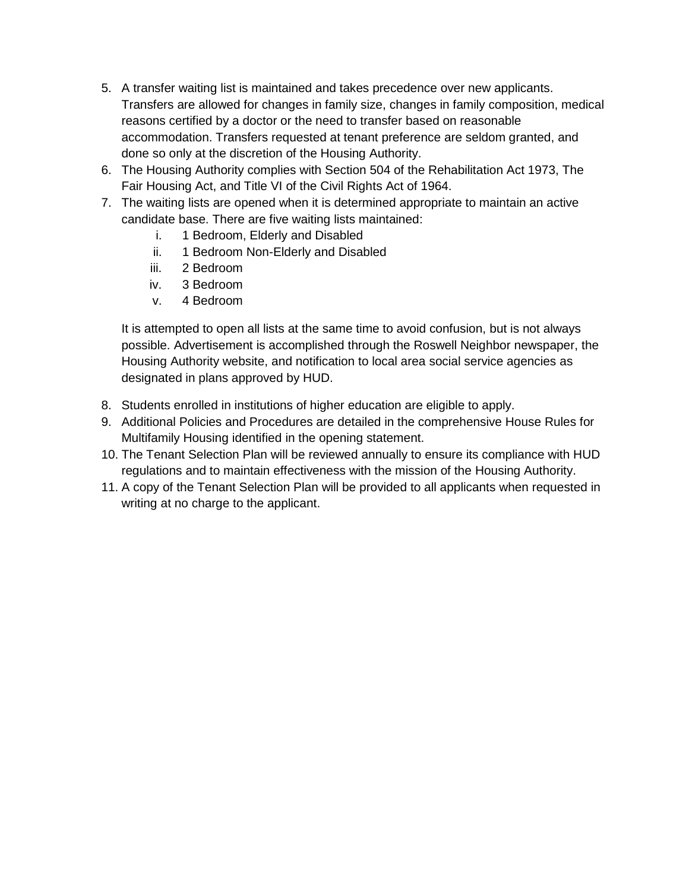5. A transfer waiting list is maintained and takes precedence over new applicants. Transfers are allowed for changes in family size, changes in family composition, medical reasons certified by a doctor or the need to transfer based on reasonable accommodation. Transfers requested at tenant preference are seldom granted, and done so only at the discretion of the Housing Authority.
6. The Housing Authority complies with Section 504 of the Rehabilitation Act 1973, The Fair Housing Act, and Title VI of the Civil Rights Act of 1964.
7. The waiting lists are opened when it is determined appropriate to maintain an active candidate base. There are five waiting lists maintained:
    i. 1 Bedroom, Elderly and Disabled
    ii. 1 Bedroom Non-Elderly and Disabled
    iii. 2 Bedroom
    iv. 3 Bedroom
    v. 4 Bedroom

   It is attempted to open all lists at the same time to avoid confusion, but is not always possible. Advertisement is accomplished through the Roswell Neighbor newspaper, the Housing Authority website, and notification to local area social service agencies as designated in plans approved by HUD.

8. Students enrolled in institutions of higher education are eligible to apply.
9. Additional Policies and Procedures are detailed in the comprehensive House Rules for Multifamily Housing identified in the opening statement.
10. The Tenant Selection Plan will be reviewed annually to ensure its compliance with HUD regulations and to maintain effectiveness with the mission of the Housing Authority.
11. A copy of the Tenant Selection Plan will be provided to all applicants when requested in writing at no charge to the applicant.